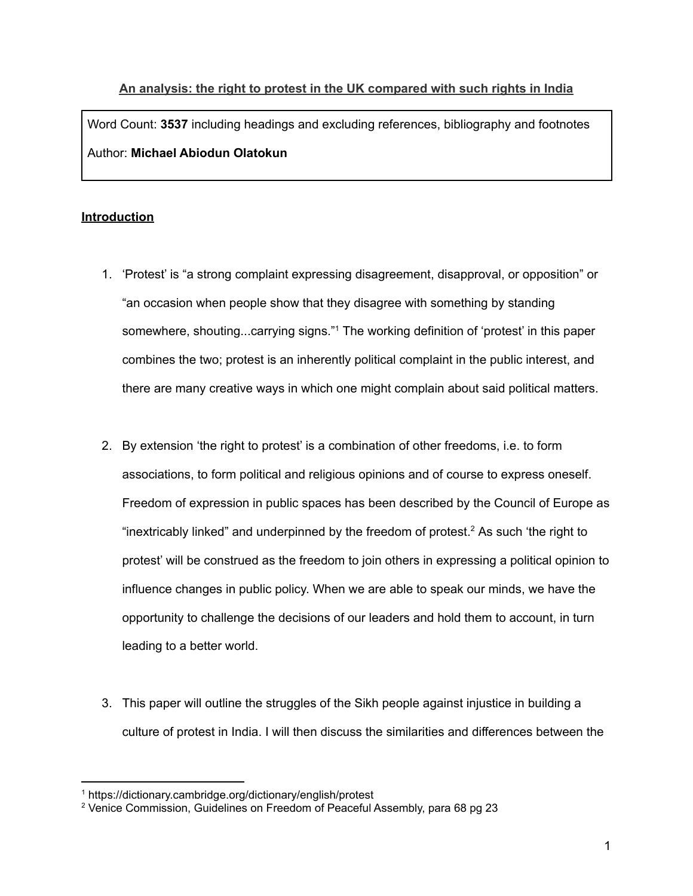## An analysis: the right to protest in the UK compared with such rights in India

| Word Count: **3537** including headings and excluding references, bibliography and footnotes |
| --- |
| Author: **Michael Abiodun Olatokun** |

### Introduction

1. 'Protest' is "a strong complaint expressing disagreement, disapproval, or opposition" or "an occasion when people show that they disagree with something by standing somewhere, shouting...carrying signs."[1] The working definition of 'protest' in this paper combines the two; protest is an inherently political complaint in the public interest, and there are many creative ways in which one might complain about said political matters.

2. By extension 'the right to protest' is a combination of other freedoms, i.e. to form associations, to form political and religious opinions and of course to express oneself. Freedom of expression in public spaces has been described by the Council of Europe as "inextricably linked" and underpinned by the freedom of protest.[2] As such 'the right to protest' will be construed as the freedom to join others in expressing a political opinion to influence changes in public policy. When we are able to speak our minds, we have the opportunity to challenge the decisions of our leaders and hold them to account, in turn leading to a better world.

3. This paper will outline the struggles of the Sikh people against injustice in building a culture of protest in India. I will then discuss the similarities and differences between the

---

[1] https://dictionary.cambridge.org/dictionary/english/protest

[2] Venice Commission, Guidelines on Freedom of Peaceful Assembly, para 68 pg 23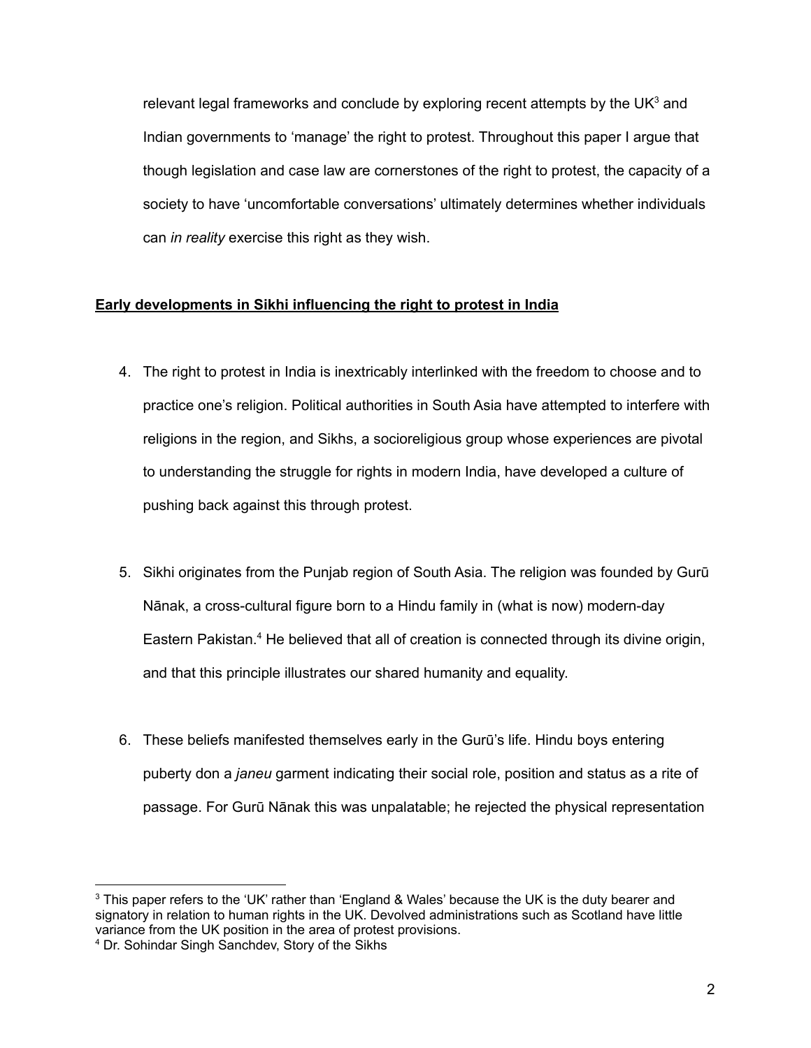relevant legal frameworks and conclude by exploring recent attempts by the UK[3] and Indian governments to 'manage' the right to protest. Throughout this paper I argue that though legislation and case law are cornerstones of the right to protest, the capacity of a society to have 'uncomfortable conversations' ultimately determines whether individuals can *in reality* exercise this right as they wish.

## **Early developments in Sikhi influencing the right to protest in India**

4. The right to protest in India is inextricably interlinked with the freedom to choose and to practice one's religion. Political authorities in South Asia have attempted to interfere with religions in the region, and Sikhs, a socioreligious group whose experiences are pivotal to understanding the struggle for rights in modern India, have developed a culture of pushing back against this through protest.

5. Sikhi originates from the Punjab region of South Asia. The religion was founded by Gurū Nānak, a cross-cultural figure born to a Hindu family in (what is now) modern-day Eastern Pakistan.[4] He believed that all of creation is connected through its divine origin, and that this principle illustrates our shared humanity and equality.

6. These beliefs manifested themselves early in the Gurū's life. Hindu boys entering puberty don a *janeu* garment indicating their social role, position and status as a rite of passage. For Gurū Nānak this was unpalatable; he rejected the physical representation

---

[3] This paper refers to the 'UK' rather than 'England & Wales' because the UK is the duty bearer and signatory in relation to human rights in the UK. Devolved administrations such as Scotland have little variance from the UK position in the area of protest provisions.

[4] Dr. Sohindar Singh Sanchdev, Story of the Sikhs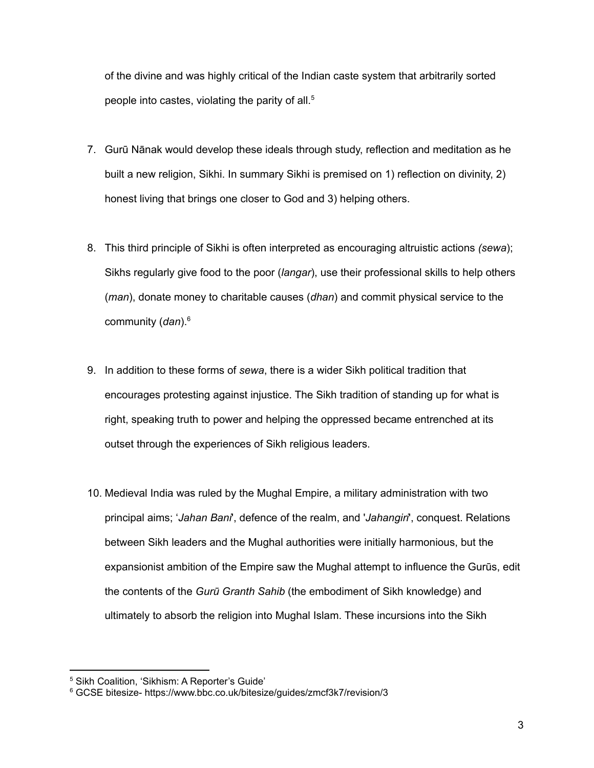of the divine and was highly critical of the Indian caste system that arbitrarily sorted people into castes, violating the parity of all.[5]

7. Gurū Nānak would develop these ideals through study, reflection and meditation as he built a new religion, Sikhi. In summary Sikhi is premised on 1) reflection on divinity, 2) honest living that brings one closer to God and 3) helping others.

8. This third principle of Sikhi is often interpreted as encouraging altruistic actions *(sewa*); Sikhs regularly give food to the poor (*langar*), use their professional skills to help others (*man*), donate money to charitable causes (*dhan*) and commit physical service to the community (*dan*).[6]

9. In addition to these forms of *sewa*, there is a wider Sikh political tradition that encourages protesting against injustice. The Sikh tradition of standing up for what is right, speaking truth to power and helping the oppressed became entrenched at its outset through the experiences of Sikh religious leaders.

10. Medieval India was ruled by the Mughal Empire, a military administration with two principal aims; '*Jahan Bani*', defence of the realm, and '*Jahangiri*', conquest. Relations between Sikh leaders and the Mughal authorities were initially harmonious, but the expansionist ambition of the Empire saw the Mughal attempt to influence the Gurūs, edit the contents of the *Gurū Granth Sahib* (the embodiment of Sikh knowledge) and ultimately to absorb the religion into Mughal Islam. These incursions into the Sikh

---

[5] Sikh Coalition, 'Sikhism: A Reporter's Guide'

[6] GCSE bitesize- https://www.bbc.co.uk/bitesize/guides/zmcf3k7/revision/3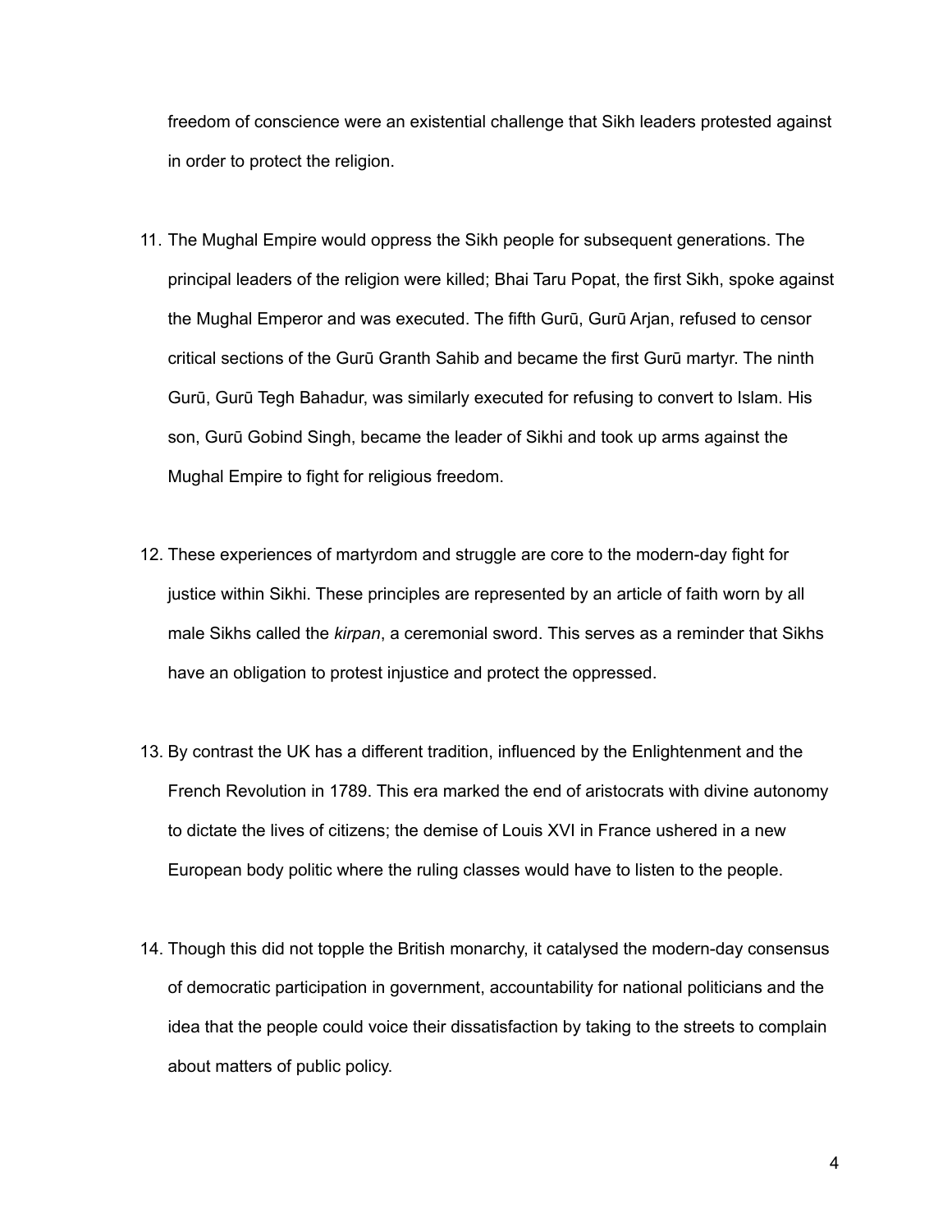freedom of conscience were an existential challenge that Sikh leaders protested against in order to protect the religion.

11. The Mughal Empire would oppress the Sikh people for subsequent generations. The principal leaders of the religion were killed; Bhai Taru Popat, the first Sikh, spoke against the Mughal Emperor and was executed. The fifth Gurū, Gurū Arjan, refused to censor critical sections of the Gurū Granth Sahib and became the first Gurū martyr. The ninth Gurū, Gurū Tegh Bahadur, was similarly executed for refusing to convert to Islam. His son, Gurū Gobind Singh, became the leader of Sikhi and took up arms against the Mughal Empire to fight for religious freedom.

12. These experiences of martyrdom and struggle are core to the modern-day fight for justice within Sikhi. These principles are represented by an article of faith worn by all male Sikhs called the *kirpan*, a ceremonial sword. This serves as a reminder that Sikhs have an obligation to protest injustice and protect the oppressed.

13. By contrast the UK has a different tradition, influenced by the Enlightenment and the French Revolution in 1789. This era marked the end of aristocrats with divine autonomy to dictate the lives of citizens; the demise of Louis XVI in France ushered in a new European body politic where the ruling classes would have to listen to the people.

14. Though this did not topple the British monarchy, it catalysed the modern-day consensus of democratic participation in government, accountability for national politicians and the idea that the people could voice their dissatisfaction by taking to the streets to complain about matters of public policy.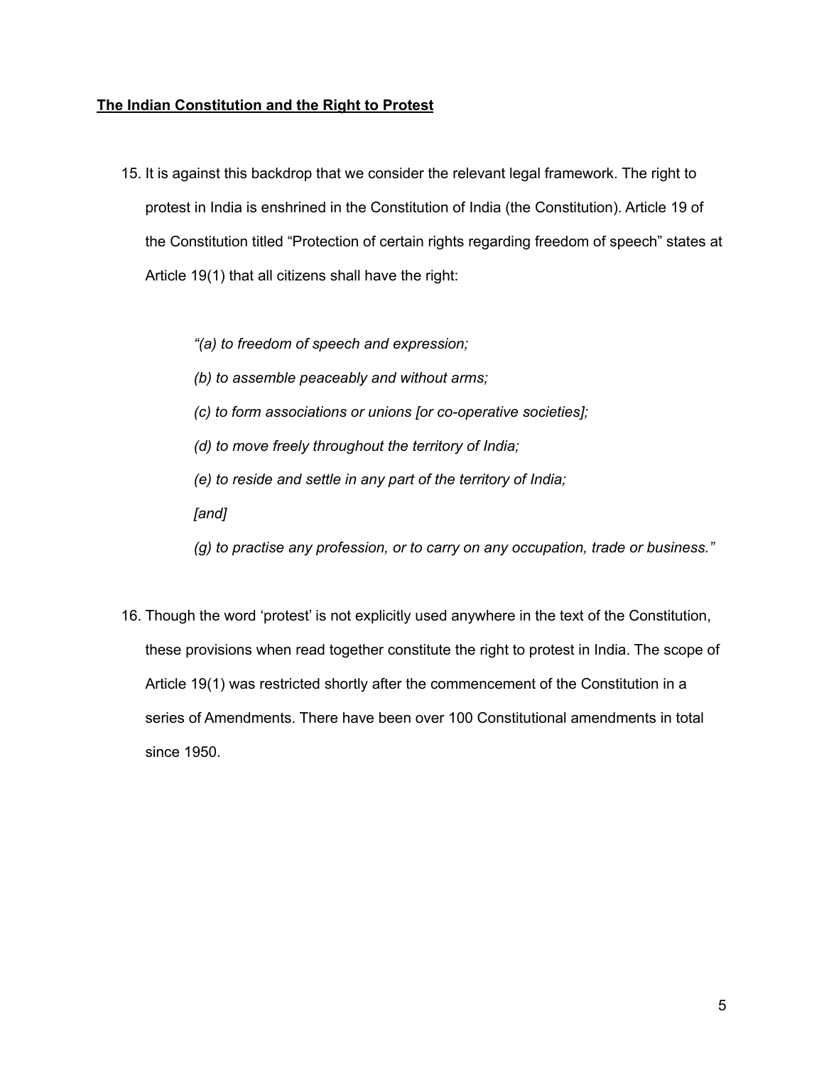**The Indian Constitution and the Right to Protest**

15. It is against this backdrop that we consider the relevant legal framework. The right to protest in India is enshrined in the Constitution of India (the Constitution). Article 19 of the Constitution titled "Protection of certain rights regarding freedom of speech" states at Article 19(1) that all citizens shall have the right:

    *"(a) to freedom of speech and expression;*

    *(b) to assemble peaceably and without arms;*

    *(c) to form associations or unions [or co-operative societies];*

    *(d) to move freely throughout the territory of India;*

    *(e) to reside and settle in any part of the territory of India;*

    *[and]*

    *(g) to practise any profession, or to carry on any occupation, trade or business."*

16. Though the word 'protest' is not explicitly used anywhere in the text of the Constitution, these provisions when read together constitute the right to protest in India. The scope of Article 19(1) was restricted shortly after the commencement of the Constitution in a series of Amendments. There have been over 100 Constitutional amendments in total since 1950.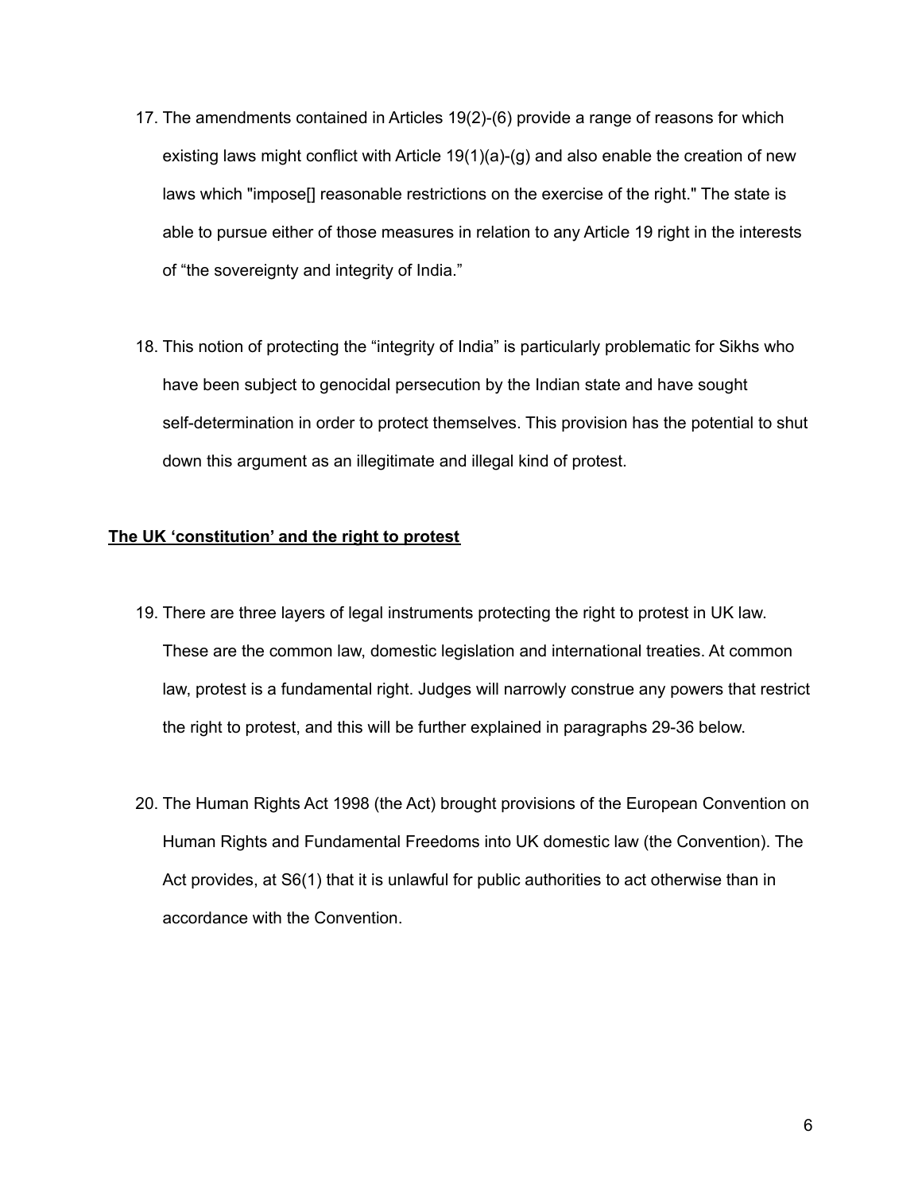17. The amendments contained in Articles 19(2)-(6) provide a range of reasons for which existing laws might conflict with Article 19(1)(a)-(g) and also enable the creation of new laws which "impose[] reasonable restrictions on the exercise of the right." The state is able to pursue either of those measures in relation to any Article 19 right in the interests of "the sovereignty and integrity of India."

18. This notion of protecting the "integrity of India" is particularly problematic for Sikhs who have been subject to genocidal persecution by the Indian state and have sought self-determination in order to protect themselves. This provision has the potential to shut down this argument as an illegitimate and illegal kind of protest.

## <u>The UK 'constitution' and the right to protest</u>

19. There are three layers of legal instruments protecting the right to protest in UK law. These are the common law, domestic legislation and international treaties. At common law, protest is a fundamental right. Judges will narrowly construe any powers that restrict the right to protest, and this will be further explained in paragraphs 29-36 below.

20. The Human Rights Act 1998 (the Act) brought provisions of the European Convention on Human Rights and Fundamental Freedoms into UK domestic law (the Convention). The Act provides, at S6(1) that it is unlawful for public authorities to act otherwise than in accordance with the Convention.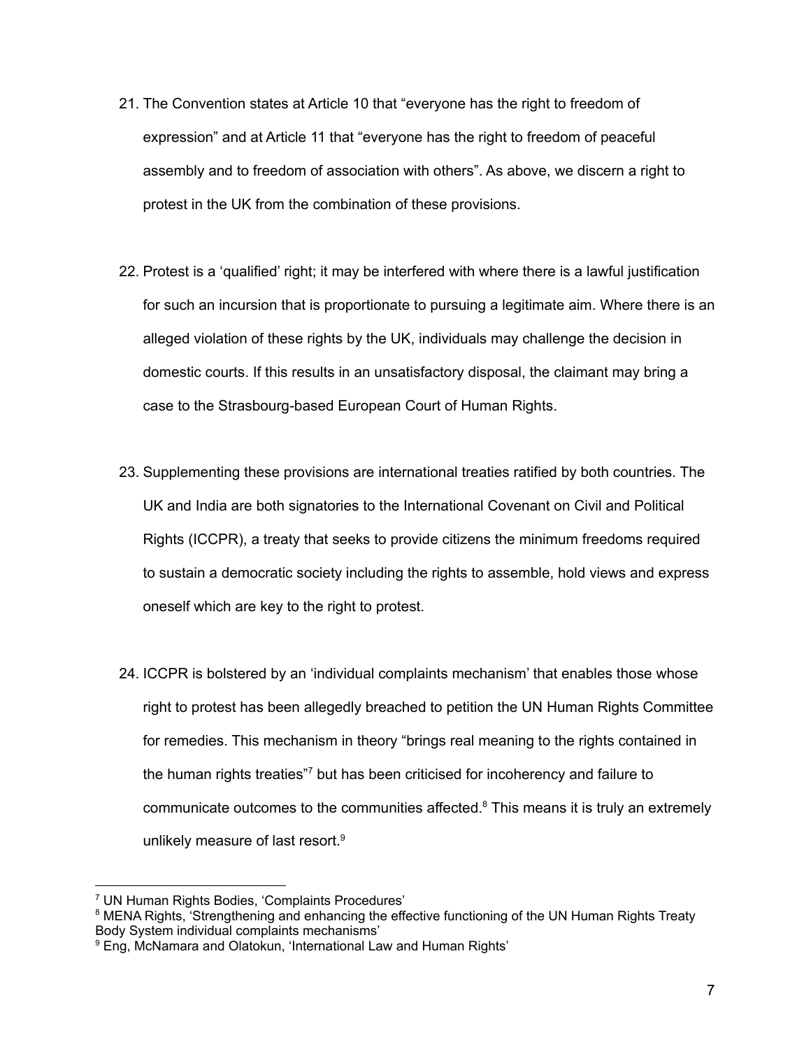21. The Convention states at Article 10 that “everyone has the right to freedom of expression” and at Article 11 that “everyone has the right to freedom of peaceful assembly and to freedom of association with others”. As above, we discern a right to protest in the UK from the combination of these provisions.

22. Protest is a ‘qualified’ right; it may be interfered with where there is a lawful justification for such an incursion that is proportionate to pursuing a legitimate aim. Where there is an alleged violation of these rights by the UK, individuals may challenge the decision in domestic courts. If this results in an unsatisfactory disposal, the claimant may bring a case to the Strasbourg-based European Court of Human Rights.

23. Supplementing these provisions are international treaties ratified by both countries. The UK and India are both signatories to the International Covenant on Civil and Political Rights (ICCPR), a treaty that seeks to provide citizens the minimum freedoms required to sustain a democratic society including the rights to assemble, hold views and express oneself which are key to the right to protest.

24. ICCPR is bolstered by an ‘individual complaints mechanism’ that enables those whose right to protest has been allegedly breached to petition the UN Human Rights Committee for remedies. This mechanism in theory “brings real meaning to the rights contained in the human rights treaties”[7] but has been criticised for incoherency and failure to communicate outcomes to the communities affected.[8] This means it is truly an extremely unlikely measure of last resort.[9]

---

[7] UN Human Rights Bodies, ‘Complaints Procedures’

[8] MENA Rights, ‘Strengthening and enhancing the effective functioning of the UN Human Rights Treaty Body System individual complaints mechanisms’

[9] Eng, McNamara and Olatokun, ‘International Law and Human Rights’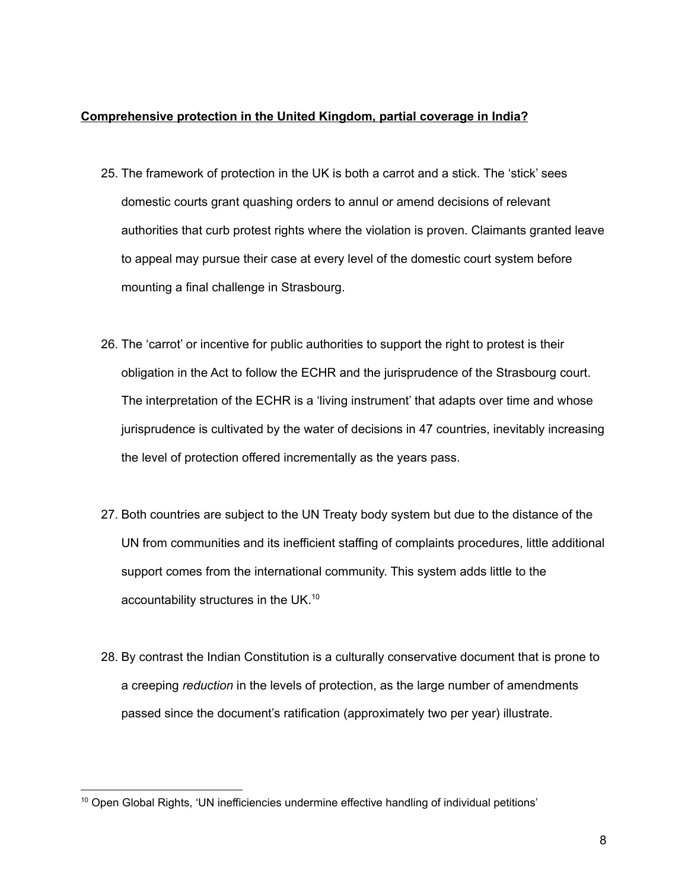**Comprehensive protection in the United Kingdom, partial coverage in India?**

25. The framework of protection in the UK is both a carrot and a stick. The 'stick' sees domestic courts grant quashing orders to annul or amend decisions of relevant authorities that curb protest rights where the violation is proven. Claimants granted leave to appeal may pursue their case at every level of the domestic court system before mounting a final challenge in Strasbourg.

26. The 'carrot' or incentive for public authorities to support the right to protest is their obligation in the Act to follow the ECHR and the jurisprudence of the Strasbourg court. The interpretation of the ECHR is a 'living instrument' that adapts over time and whose jurisprudence is cultivated by the water of decisions in 47 countries, inevitably increasing the level of protection offered incrementally as the years pass.

27. Both countries are subject to the UN Treaty body system but due to the distance of the UN from communities and its inefficient staffing of complaints procedures, little additional support comes from the international community. This system adds little to the accountability structures in the UK.[10]

28. By contrast the Indian Constitution is a culturally conservative document that is prone to a creeping *reduction* in the levels of protection, as the large number of amendments passed since the document's ratification (approximately two per year) illustrate.

[10] Open Global Rights, 'UN inefficiencies undermine effective handling of individual petitions'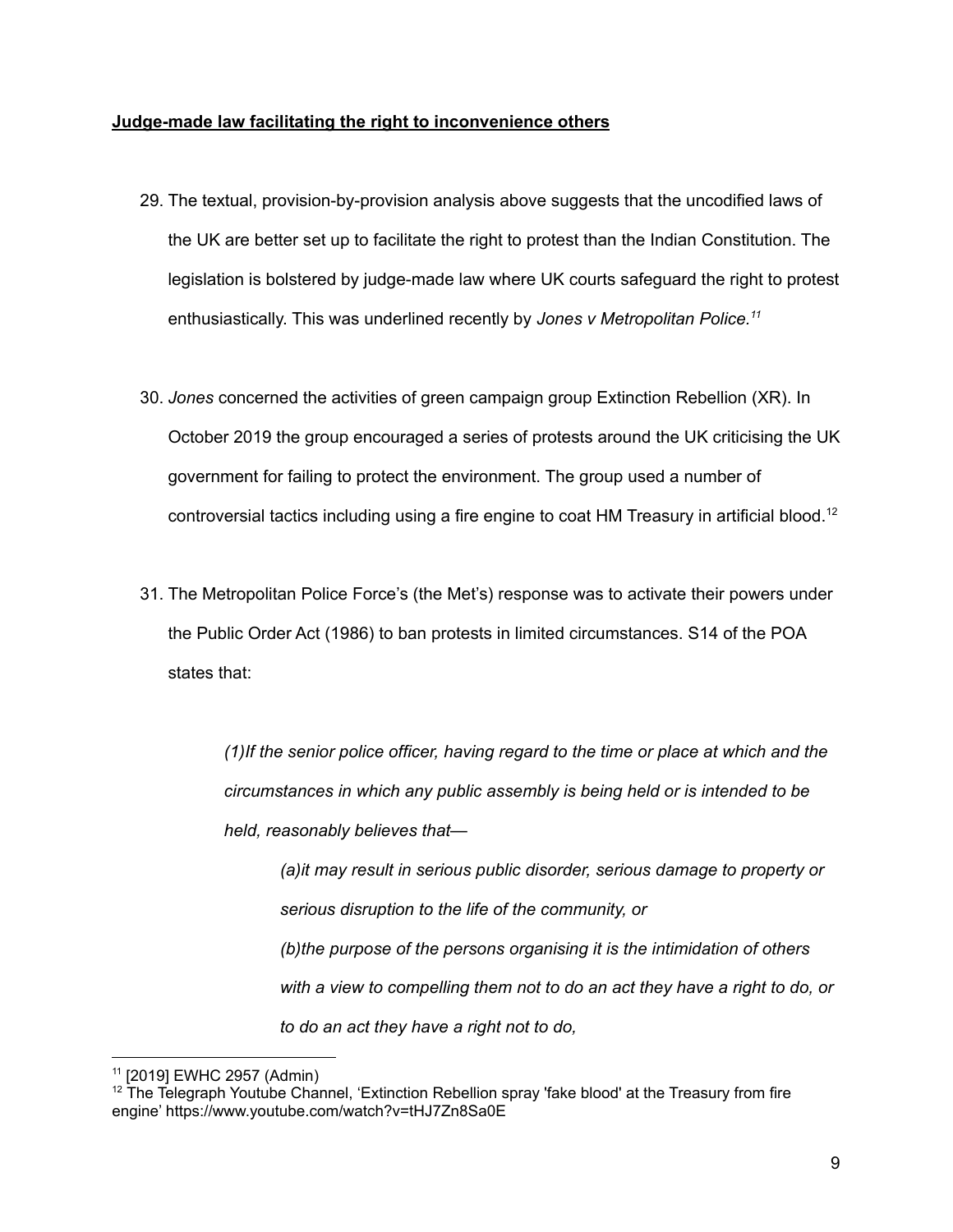**Judge-made law facilitating the right to inconvenience others**

29. The textual, provision-by-provision analysis above suggests that the uncodified laws of the UK are better set up to facilitate the right to protest than the Indian Constitution. The legislation is bolstered by judge-made law where UK courts safeguard the right to protest enthusiastically. This was underlined recently by *Jones v Metropolitan Police.*[11]

30. *Jones* concerned the activities of green campaign group Extinction Rebellion (XR). In October 2019 the group encouraged a series of protests around the UK criticising the UK government for failing to protect the environment. The group used a number of controversial tactics including using a fire engine to coat HM Treasury in artificial blood.[12]

31. The Metropolitan Police Force's (the Met's) response was to activate their powers under the Public Order Act (1986) to ban protests in limited circumstances. S14 of the POA states that:

> *(1)If the senior police officer, having regard to the time or place at which and the circumstances in which any public assembly is being held or is intended to be held, reasonably believes that—*
>
> > *(a)it may result in serious public disorder, serious damage to property or serious disruption to the life of the community, or*
> >
> > *(b)the purpose of the persons organising it is the intimidation of others with a view to compelling them not to do an act they have a right to do, or to do an act they have a right not to do,*

---

[11] [2019] EWHC 2957 (Admin)

[12] The Telegraph Youtube Channel, 'Extinction Rebellion spray 'fake blood' at the Treasury from fire engine' https://www.youtube.com/watch?v=tHJ7Zn8Sa0E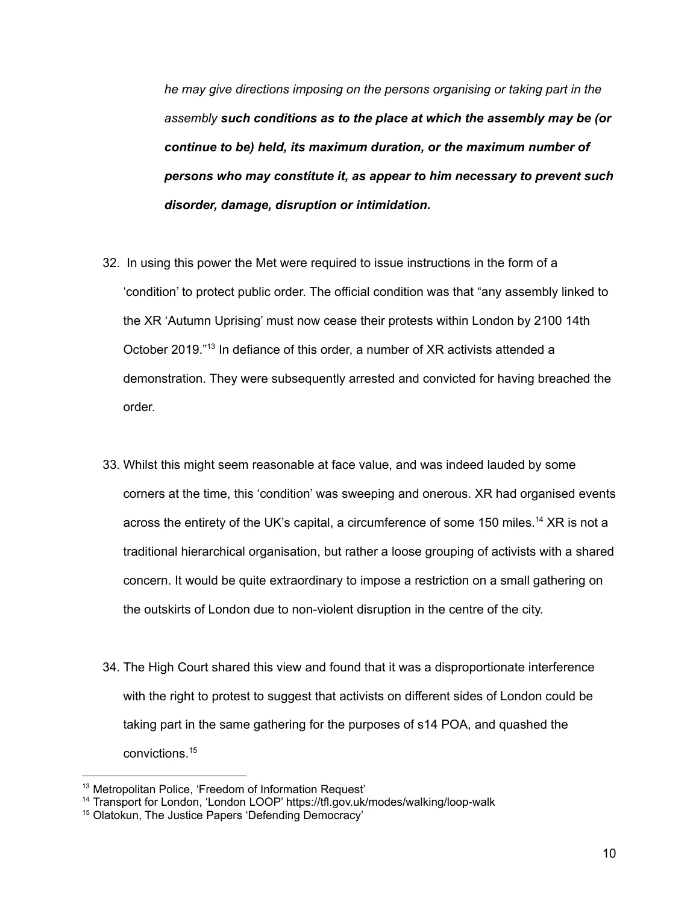> *he may give directions imposing on the persons organising or taking part in the assembly* ***such conditions as to the place at which the assembly may be (or continue to be) held, its maximum duration, or the maximum number of persons who may constitute it, as appear to him necessary to prevent such disorder, damage, disruption or intimidation.***

32. In using this power the Met were required to issue instructions in the form of a 'condition' to protect public order. The official condition was that "any assembly linked to the XR 'Autumn Uprising' must now cease their protests within London by 2100 14th October 2019."[13] In defiance of this order, a number of XR activists attended a demonstration. They were subsequently arrested and convicted for having breached the order.

33. Whilst this might seem reasonable at face value, and was indeed lauded by some corners at the time, this 'condition' was sweeping and onerous. XR had organised events across the entirety of the UK's capital, a circumference of some 150 miles.[14] XR is not a traditional hierarchical organisation, but rather a loose grouping of activists with a shared concern. It would be quite extraordinary to impose a restriction on a small gathering on the outskirts of London due to non-violent disruption in the centre of the city.

34. The High Court shared this view and found that it was a disproportionate interference with the right to protest to suggest that activists on different sides of London could be taking part in the same gathering for the purposes of s14 POA, and quashed the convictions.[15]

---

[13] Metropolitan Police, 'Freedom of Information Request'

[14] Transport for London, 'London LOOP' https://tfl.gov.uk/modes/walking/loop-walk

[15] Olatokun, The Justice Papers 'Defending Democracy'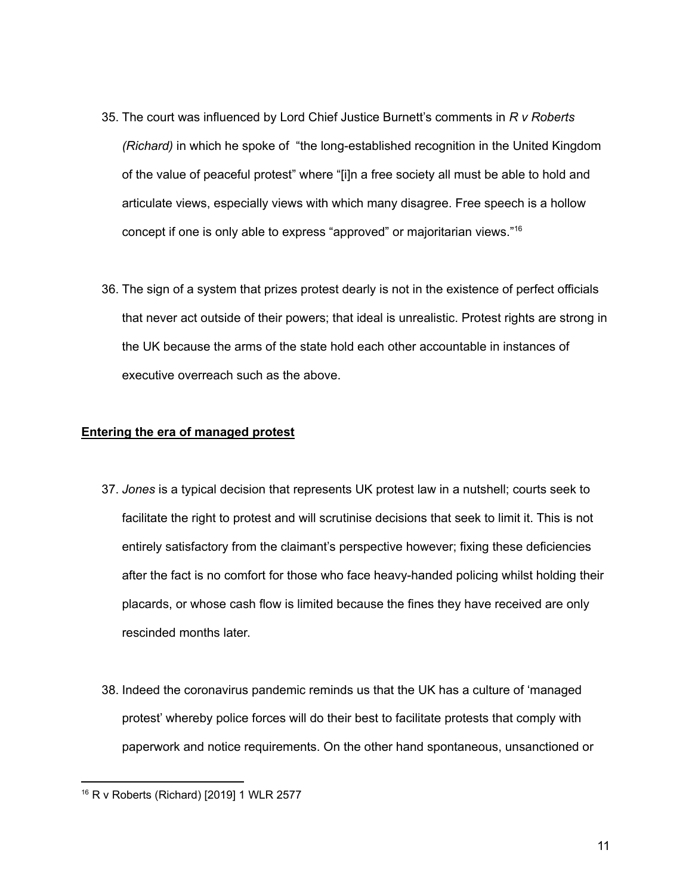35. The court was influenced by Lord Chief Justice Burnett's comments in *R v Roberts (Richard)* in which he spoke of "the long-established recognition in the United Kingdom of the value of peaceful protest" where "[i]n a free society all must be able to hold and articulate views, especially views with which many disagree. Free speech is a hollow concept if one is only able to express "approved" or majoritarian views."[16]

36. The sign of a system that prizes protest dearly is not in the existence of perfect officials that never act outside of their powers; that ideal is unrealistic. Protest rights are strong in the UK because the arms of the state hold each other accountable in instances of executive overreach such as the above.

**Entering the era of managed protest**

37. *Jones* is a typical decision that represents UK protest law in a nutshell; courts seek to facilitate the right to protest and will scrutinise decisions that seek to limit it. This is not entirely satisfactory from the claimant's perspective however; fixing these deficiencies after the fact is no comfort for those who face heavy-handed policing whilst holding their placards, or whose cash flow is limited because the fines they have received are only rescinded months later.

38. Indeed the coronavirus pandemic reminds us that the UK has a culture of 'managed protest' whereby police forces will do their best to facilitate protests that comply with paperwork and notice requirements. On the other hand spontaneous, unsanctioned or

---

[16] R v Roberts (Richard) [2019] 1 WLR 2577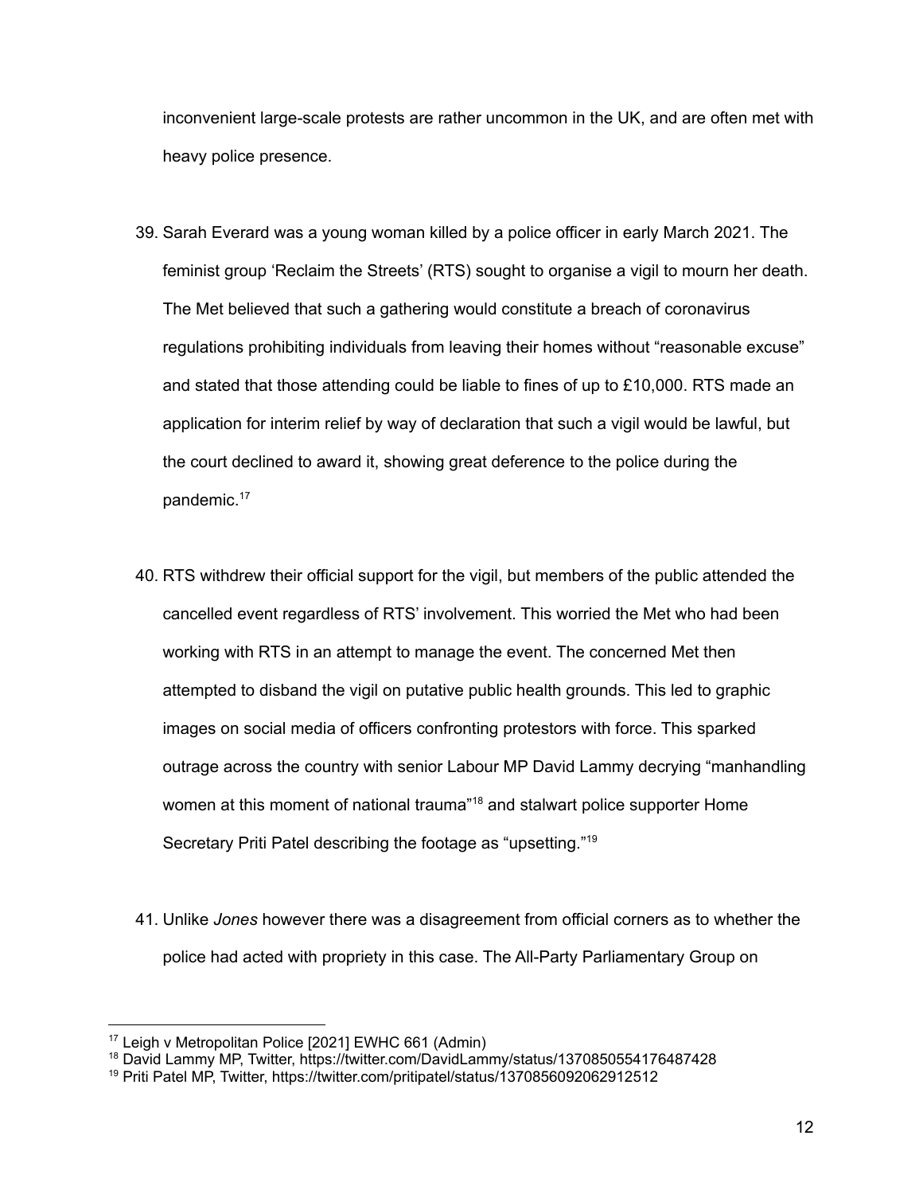inconvenient large-scale protests are rather uncommon in the UK, and are often met with heavy police presence.

39. Sarah Everard was a young woman killed by a police officer in early March 2021. The feminist group 'Reclaim the Streets' (RTS) sought to organise a vigil to mourn her death. The Met believed that such a gathering would constitute a breach of coronavirus regulations prohibiting individuals from leaving their homes without "reasonable excuse" and stated that those attending could be liable to fines of up to £10,000. RTS made an application for interim relief by way of declaration that such a vigil would be lawful, but the court declined to award it, showing great deference to the police during the pandemic.[17]

40. RTS withdrew their official support for the vigil, but members of the public attended the cancelled event regardless of RTS' involvement. This worried the Met who had been working with RTS in an attempt to manage the event. The concerned Met then attempted to disband the vigil on putative public health grounds. This led to graphic images on social media of officers confronting protestors with force. This sparked outrage across the country with senior Labour MP David Lammy decrying "manhandling women at this moment of national trauma"[18] and stalwart police supporter Home Secretary Priti Patel describing the footage as "upsetting."[19]

41. Unlike *Jones* however there was a disagreement from official corners as to whether the police had acted with propriety in this case. The All-Party Parliamentary Group on

---

[17] Leigh v Metropolitan Police [2021] EWHC 661 (Admin)

[18] David Lammy MP, Twitter, https://twitter.com/DavidLammy/status/1370850554176487428

[19] Priti Patel MP, Twitter, https://twitter.com/pritipatel/status/1370856092062912512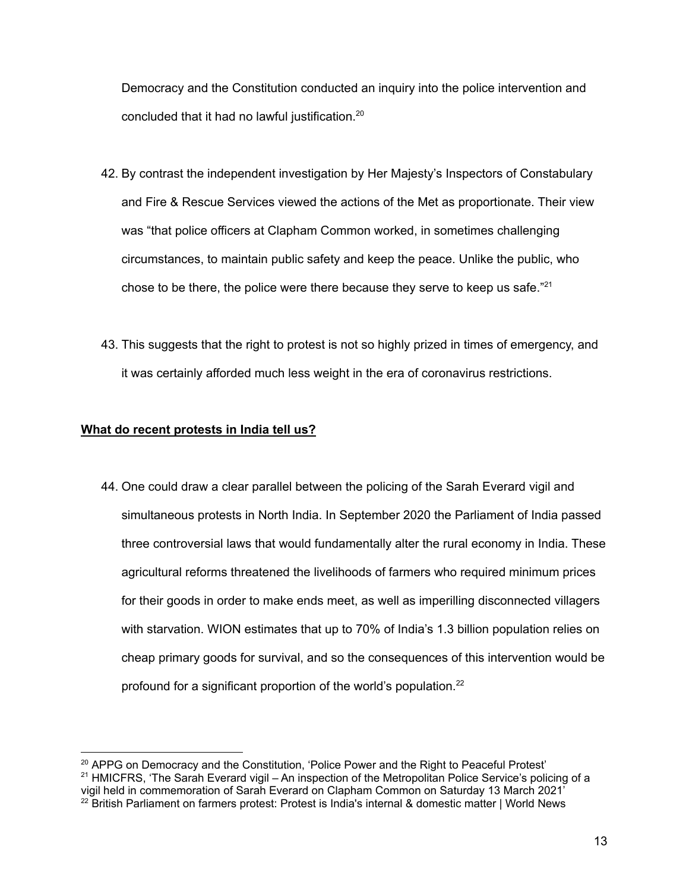Democracy and the Constitution conducted an inquiry into the police intervention and concluded that it had no lawful justification.[20]

42. By contrast the independent investigation by Her Majesty's Inspectors of Constabulary and Fire & Rescue Services viewed the actions of the Met as proportionate. Their view was "that police officers at Clapham Common worked, in sometimes challenging circumstances, to maintain public safety and keep the peace. Unlike the public, who chose to be there, the police were there because they serve to keep us safe."[21]

43. This suggests that the right to protest is not so highly prized in times of emergency, and it was certainly afforded much less weight in the era of coronavirus restrictions.

**What do recent protests in India tell us?**

44. One could draw a clear parallel between the policing of the Sarah Everard vigil and simultaneous protests in North India. In September 2020 the Parliament of India passed three controversial laws that would fundamentally alter the rural economy in India. These agricultural reforms threatened the livelihoods of farmers who required minimum prices for their goods in order to make ends meet, as well as imperilling disconnected villagers with starvation. WION estimates that up to 70% of India's 1.3 billion population relies on cheap primary goods for survival, and so the consequences of this intervention would be profound for a significant proportion of the world's population.[22]

---

[20] APPG on Democracy and the Constitution, 'Police Power and the Right to Peaceful Protest'

[21] HMICFRS, 'The Sarah Everard vigil – An inspection of the Metropolitan Police Service's policing of a vigil held in commemoration of Sarah Everard on Clapham Common on Saturday 13 March 2021'

[22] British Parliament on farmers protest: Protest is India's internal & domestic matter | World News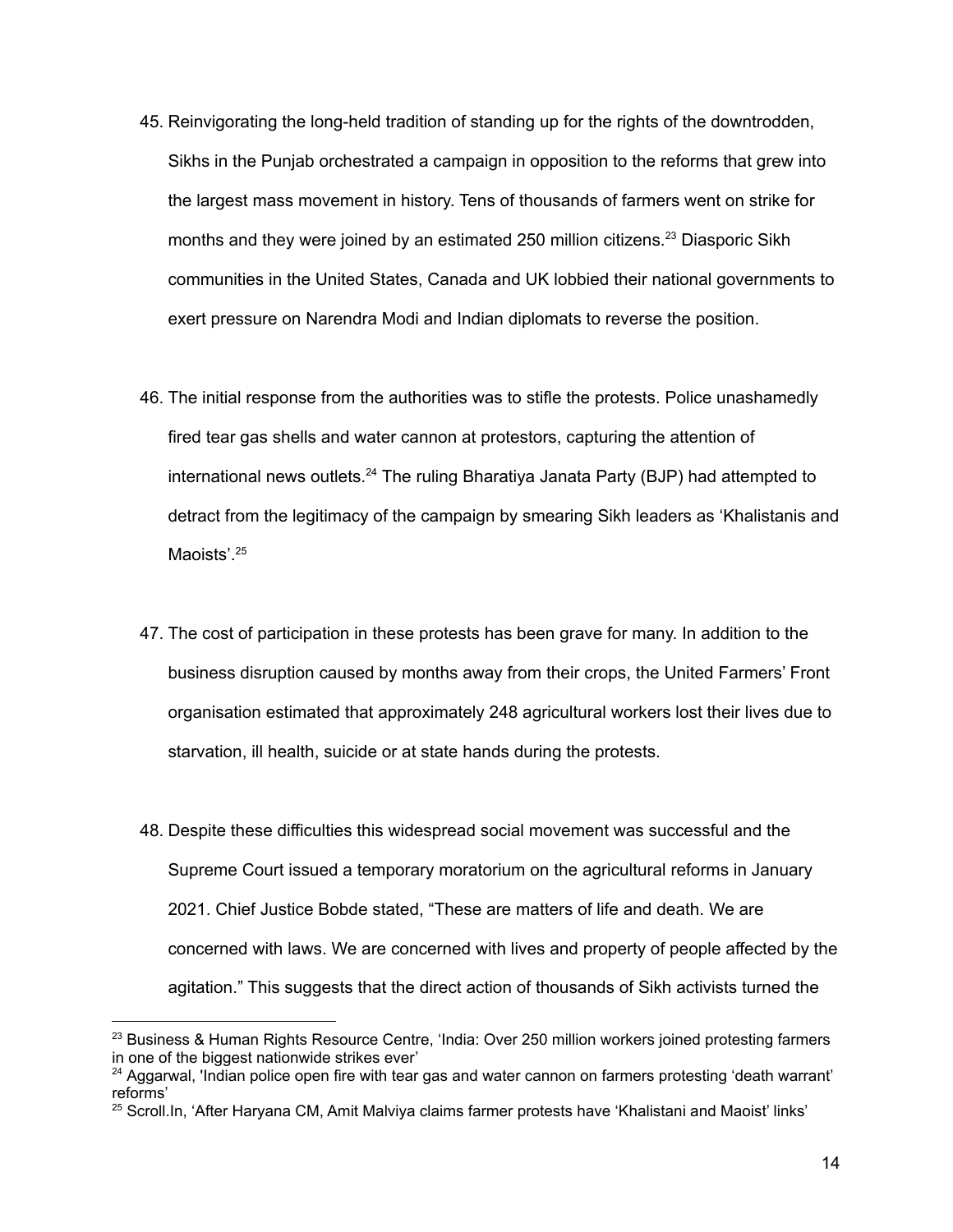45. Reinvigorating the long-held tradition of standing up for the rights of the downtrodden, Sikhs in the Punjab orchestrated a campaign in opposition to the reforms that grew into the largest mass movement in history. Tens of thousands of farmers went on strike for months and they were joined by an estimated 250 million citizens.[23] Diasporic Sikh communities in the United States, Canada and UK lobbied their national governments to exert pressure on Narendra Modi and Indian diplomats to reverse the position.

46. The initial response from the authorities was to stifle the protests. Police unashamedly fired tear gas shells and water cannon at protestors, capturing the attention of international news outlets.[24] The ruling Bharatiya Janata Party (BJP) had attempted to detract from the legitimacy of the campaign by smearing Sikh leaders as 'Khalistanis and Maoists'.[25]

47. The cost of participation in these protests has been grave for many. In addition to the business disruption caused by months away from their crops, the United Farmers' Front organisation estimated that approximately 248 agricultural workers lost their lives due to starvation, ill health, suicide or at state hands during the protests.

48. Despite these difficulties this widespread social movement was successful and the Supreme Court issued a temporary moratorium on the agricultural reforms in January 2021. Chief Justice Bobde stated, "These are matters of life and death. We are concerned with laws. We are concerned with lives and property of people affected by the agitation." This suggests that the direct action of thousands of Sikh activists turned the

---

[23] Business & Human Rights Resource Centre, 'India: Over 250 million workers joined protesting farmers in one of the biggest nationwide strikes ever'

[24] Aggarwal, 'Indian police open fire with tear gas and water cannon on farmers protesting 'death warrant' reforms'

[25] Scroll.In, 'After Haryana CM, Amit Malviya claims farmer protests have 'Khalistani and Maoist' links'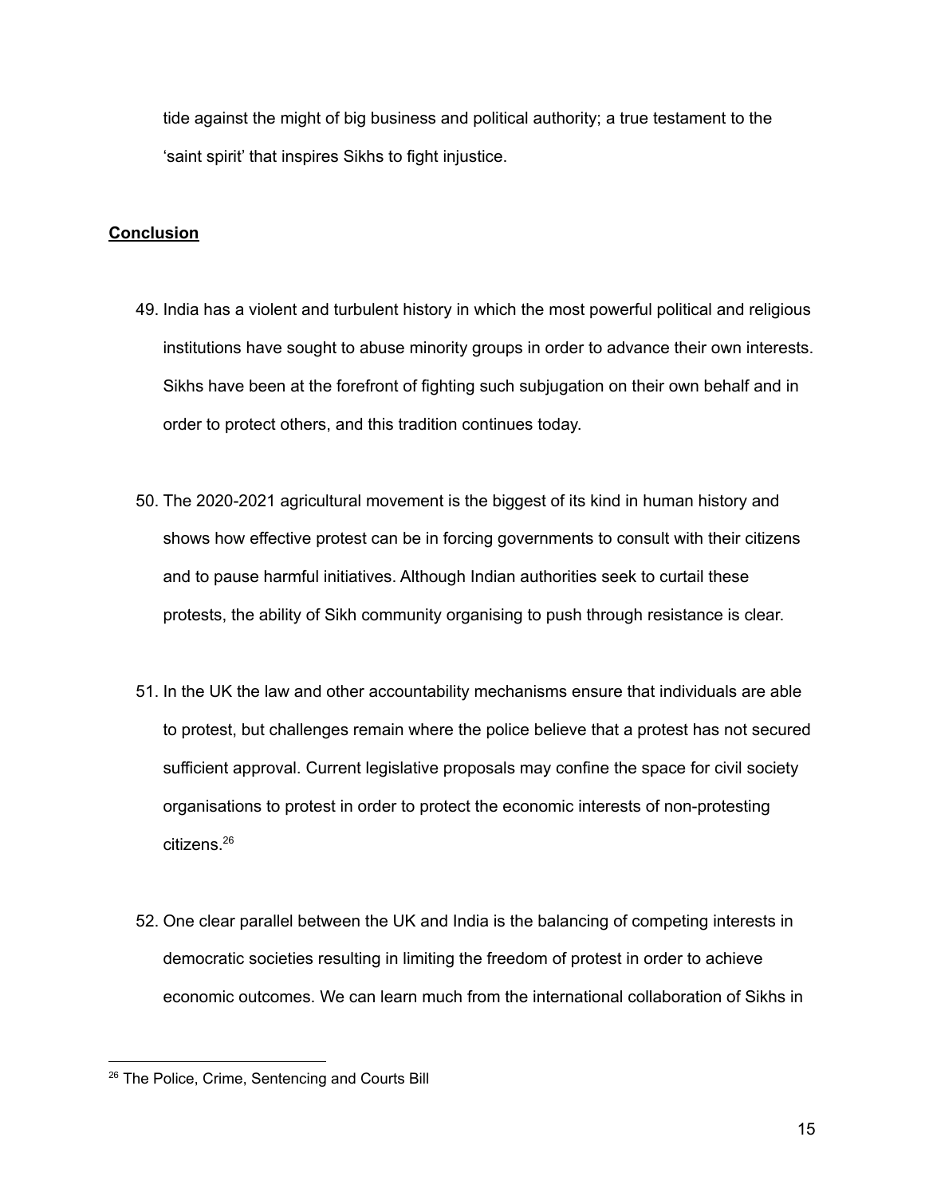tide against the might of big business and political authority; a true testament to the 'saint spirit' that inspires Sikhs to fight injustice.

## **Conclusion**

49. India has a violent and turbulent history in which the most powerful political and religious institutions have sought to abuse minority groups in order to advance their own interests. Sikhs have been at the forefront of fighting such subjugation on their own behalf and in order to protect others, and this tradition continues today.

50. The 2020-2021 agricultural movement is the biggest of its kind in human history and shows how effective protest can be in forcing governments to consult with their citizens and to pause harmful initiatives. Although Indian authorities seek to curtail these protests, the ability of Sikh community organising to push through resistance is clear.

51. In the UK the law and other accountability mechanisms ensure that individuals are able to protest, but challenges remain where the police believe that a protest has not secured sufficient approval. Current legislative proposals may confine the space for civil society organisations to protest in order to protect the economic interests of non-protesting citizens.[26]

52. One clear parallel between the UK and India is the balancing of competing interests in democratic societies resulting in limiting the freedom of protest in order to achieve economic outcomes. We can learn much from the international collaboration of Sikhs in

---

[26] The Police, Crime, Sentencing and Courts Bill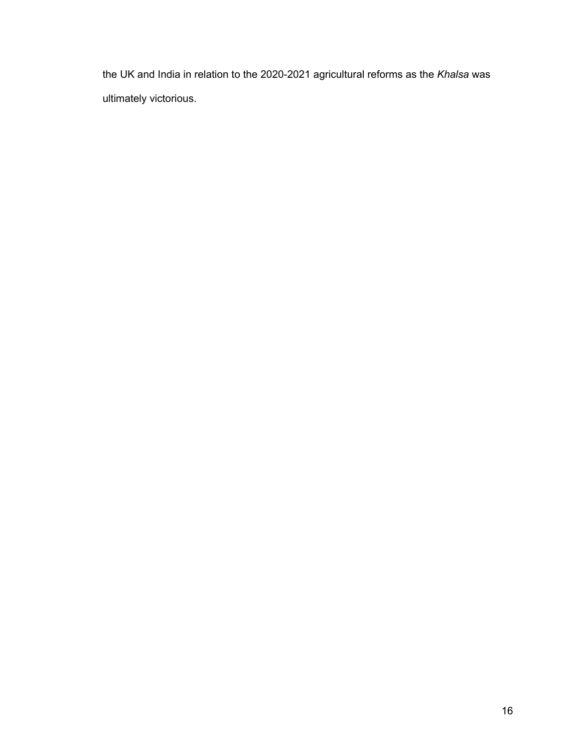the UK and India in relation to the 2020-2021 agricultural reforms as the *Khalsa* was ultimately victorious.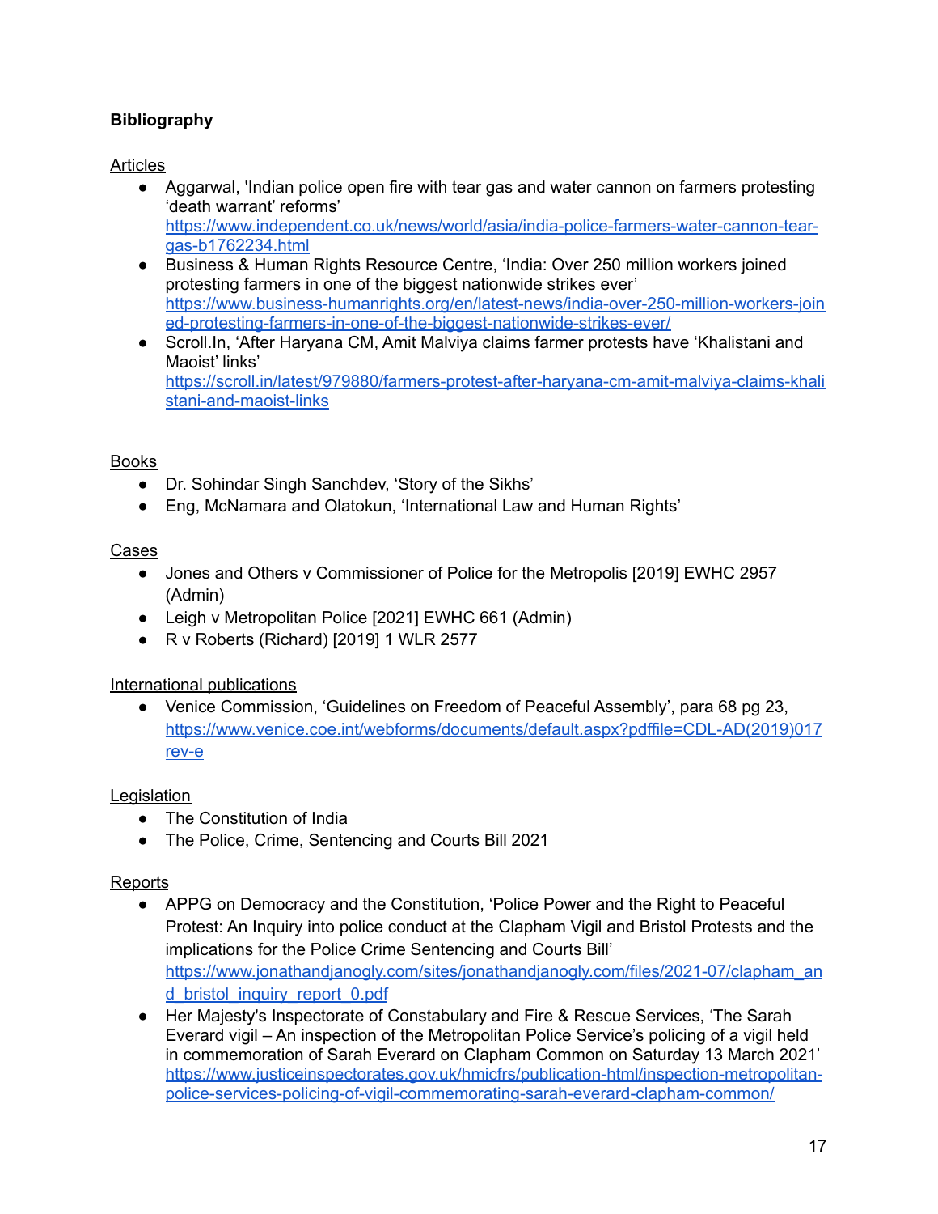**Bibliography**

Articles

- Aggarwal, 'Indian police open fire with tear gas and water cannon on farmers protesting 'death warrant' reforms' https://www.independent.co.uk/news/world/asia/india-police-farmers-water-cannon-tear-gas-b1762234.html
- Business & Human Rights Resource Centre, 'India: Over 250 million workers joined protesting farmers in one of the biggest nationwide strikes ever' https://www.business-humanrights.org/en/latest-news/india-over-250-million-workers-joined-protesting-farmers-in-one-of-the-biggest-nationwide-strikes-ever/
- Scroll.In, 'After Haryana CM, Amit Malviya claims farmer protests have 'Khalistani and Maoist' links' https://scroll.in/latest/979880/farmers-protest-after-haryana-cm-amit-malviya-claims-khalistani-and-maoist-links

Books

- Dr. Sohindar Singh Sanchdev, 'Story of the Sikhs'
- Eng, McNamara and Olatokun, 'International Law and Human Rights'

Cases

- Jones and Others v Commissioner of Police for the Metropolis [2019] EWHC 2957 (Admin)
- Leigh v Metropolitan Police [2021] EWHC 661 (Admin)
- R v Roberts (Richard) [2019] 1 WLR 2577

International publications

- Venice Commission, 'Guidelines on Freedom of Peaceful Assembly', para 68 pg 23, https://www.venice.coe.int/webforms/documents/default.aspx?pdffile=CDL-AD(2019)017rev-e

Legislation

- The Constitution of India
- The Police, Crime, Sentencing and Courts Bill 2021

Reports

- APPG on Democracy and the Constitution, 'Police Power and the Right to Peaceful Protest: An Inquiry into police conduct at the Clapham Vigil and Bristol Protests and the implications for the Police Crime Sentencing and Courts Bill' https://www.jonathandjanogly.com/sites/jonathandjanogly.com/files/2021-07/clapham_and_bristol_inquiry_report_0.pdf
- Her Majesty's Inspectorate of Constabulary and Fire & Rescue Services, 'The Sarah Everard vigil – An inspection of the Metropolitan Police Service's policing of a vigil held in commemoration of Sarah Everard on Clapham Common on Saturday 13 March 2021' https://www.justiceinspectorates.gov.uk/hmicfrs/publication-html/inspection-metropolitan-police-services-policing-of-vigil-commemorating-sarah-everard-clapham-common/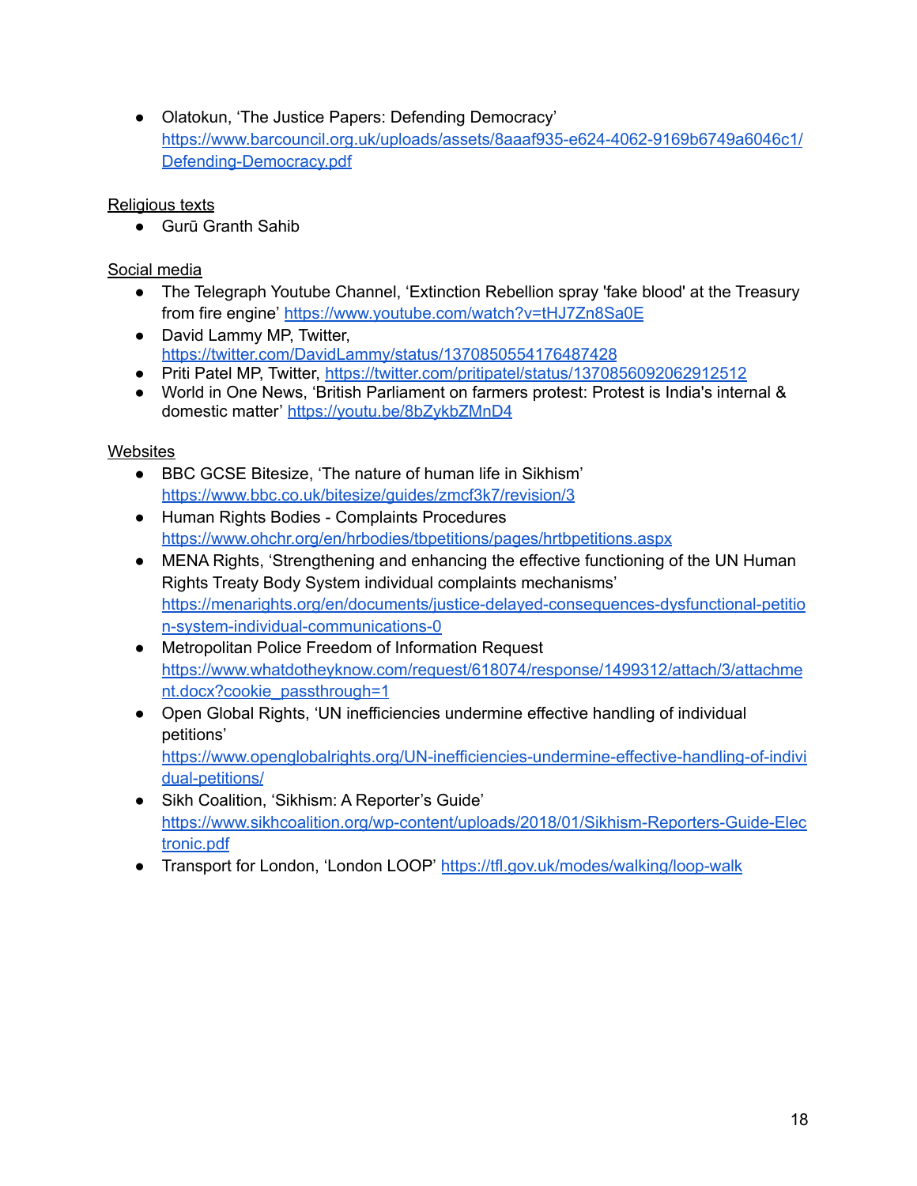- Olatokun, 'The Justice Papers: Defending Democracy' https://www.barcouncil.org.uk/uploads/assets/8aaaf935-e624-4062-9169b6749a6046c1/Defending-Democracy.pdf

Religious texts

- Gurū Granth Sahib

Social media

- The Telegraph Youtube Channel, 'Extinction Rebellion spray 'fake blood' at the Treasury from fire engine' https://www.youtube.com/watch?v=tHJ7Zn8Sa0E
- David Lammy MP, Twitter, https://twitter.com/DavidLammy/status/1370850554176487428
- Priti Patel MP, Twitter, https://twitter.com/pritipatel/status/1370856092062912512
- World in One News, 'British Parliament on farmers protest: Protest is India's internal & domestic matter' https://youtu.be/8bZykbZMnD4

Websites

- BBC GCSE Bitesize, 'The nature of human life in Sikhism' https://www.bbc.co.uk/bitesize/guides/zmcf3k7/revision/3
- Human Rights Bodies - Complaints Procedures https://www.ohchr.org/en/hrbodies/tbpetitions/pages/hrtbpetitions.aspx
- MENA Rights, 'Strengthening and enhancing the effective functioning of the UN Human Rights Treaty Body System individual complaints mechanisms' https://menarights.org/en/documents/justice-delayed-consequences-dysfunctional-petition-system-individual-communications-0
- Metropolitan Police Freedom of Information Request https://www.whatdotheyknow.com/request/618074/response/1499312/attach/3/attachment.docx?cookie_passthrough=1
- Open Global Rights, 'UN inefficiencies undermine effective handling of individual petitions' https://www.openglobalrights.org/UN-inefficiencies-undermine-effective-handling-of-individual-petitions/
- Sikh Coalition, 'Sikhism: A Reporter's Guide' https://www.sikhcoalition.org/wp-content/uploads/2018/01/Sikhism-Reporters-Guide-Electronic.pdf
- Transport for London, 'London LOOP' https://tfl.gov.uk/modes/walking/loop-walk